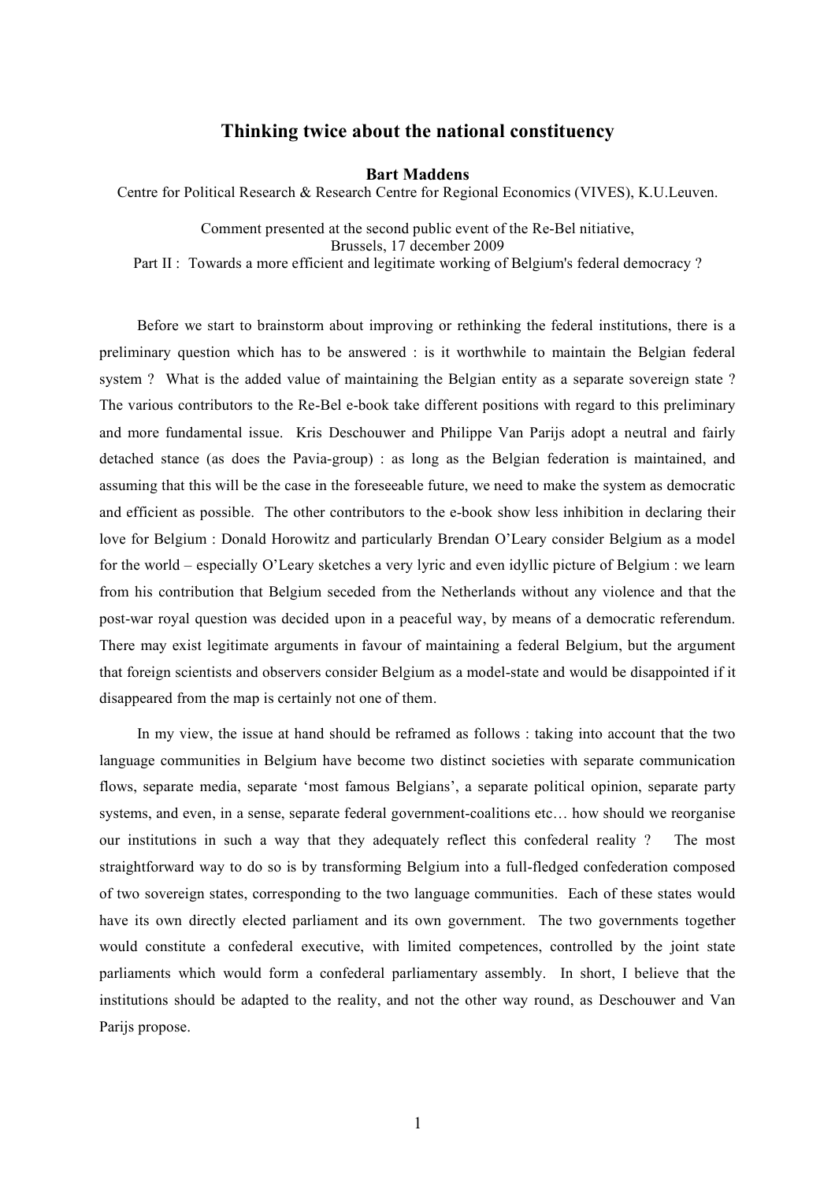# Thinking twice about the national constituency

**Bart Maddens**

Centre for Political Research & Research Centre for Regional Economics (VIVES), K.U.Leuven.

Comment presented at the second public event of the Re-Bel nitiative,
Brussels, 17 december 2009
Part II : Towards a more efficient and legitimate working of Belgium's federal democracy ?

Before we start to brainstorm about improving or rethinking the federal institutions, there is a preliminary question which has to be answered : is it worthwhile to maintain the Belgian federal system ? What is the added value of maintaining the Belgian entity as a separate sovereign state ? The various contributors to the Re-Bel e-book take different positions with regard to this preliminary and more fundamental issue. Kris Deschouwer and Philippe Van Parijs adopt a neutral and fairly detached stance (as does the Pavia-group) : as long as the Belgian federation is maintained, and assuming that this will be the case in the foreseeable future, we need to make the system as democratic and efficient as possible. The other contributors to the e-book show less inhibition in declaring their love for Belgium : Donald Horowitz and particularly Brendan O'Leary consider Belgium as a model for the world – especially O'Leary sketches a very lyric and even idyllic picture of Belgium : we learn from his contribution that Belgium seceded from the Netherlands without any violence and that the post-war royal question was decided upon in a peaceful way, by means of a democratic referendum. There may exist legitimate arguments in favour of maintaining a federal Belgium, but the argument that foreign scientists and observers consider Belgium as a model-state and would be disappointed if it disappeared from the map is certainly not one of them.

In my view, the issue at hand should be reframed as follows : taking into account that the two language communities in Belgium have become two distinct societies with separate communication flows, separate media, separate 'most famous Belgians', a separate political opinion, separate party systems, and even, in a sense, separate federal government-coalitions etc… how should we reorganise our institutions in such a way that they adequately reflect this confederal reality ? The most straightforward way to do so is by transforming Belgium into a full-fledged confederation composed of two sovereign states, corresponding to the two language communities. Each of these states would have its own directly elected parliament and its own government. The two governments together would constitute a confederal executive, with limited competences, controlled by the joint state parliaments which would form a confederal parliamentary assembly. In short, I believe that the institutions should be adapted to the reality, and not the other way round, as Deschouwer and Van Parijs propose.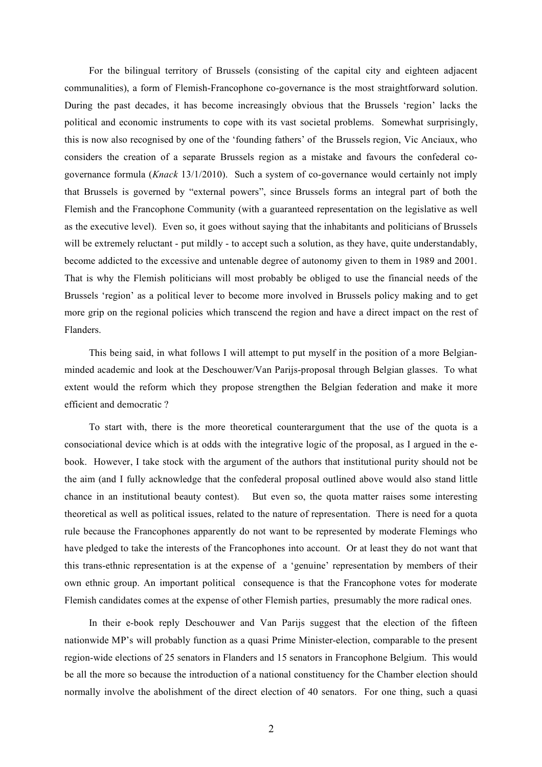For the bilingual territory of Brussels (consisting of the capital city and eighteen adjacent communalities), a form of Flemish-Francophone co-governance is the most straightforward solution. During the past decades, it has become increasingly obvious that the Brussels 'region' lacks the political and economic instruments to cope with its vast societal problems. Somewhat surprisingly, this is now also recognised by one of the 'founding fathers' of the Brussels region, Vic Anciaux, who considers the creation of a separate Brussels region as a mistake and favours the confederal co-governance formula (*Knack* 13/1/2010). Such a system of co-governance would certainly not imply that Brussels is governed by "external powers", since Brussels forms an integral part of both the Flemish and the Francophone Community (with a guaranteed representation on the legislative as well as the executive level). Even so, it goes without saying that the inhabitants and politicians of Brussels will be extremely reluctant - put mildly - to accept such a solution, as they have, quite understandably, become addicted to the excessive and untenable degree of autonomy given to them in 1989 and 2001. That is why the Flemish politicians will most probably be obliged to use the financial needs of the Brussels 'region' as a political lever to become more involved in Brussels policy making and to get more grip on the regional policies which transcend the region and have a direct impact on the rest of Flanders.

This being said, in what follows I will attempt to put myself in the position of a more Belgian-minded academic and look at the Deschouwer/Van Parijs-proposal through Belgian glasses. To what extent would the reform which they propose strengthen the Belgian federation and make it more efficient and democratic ?

To start with, there is the more theoretical counterargument that the use of the quota is a consociational device which is at odds with the integrative logic of the proposal, as I argued in the e-book. However, I take stock with the argument of the authors that institutional purity should not be the aim (and I fully acknowledge that the confederal proposal outlined above would also stand little chance in an institutional beauty contest). But even so, the quota matter raises some interesting theoretical as well as political issues, related to the nature of representation. There is need for a quota rule because the Francophones apparently do not want to be represented by moderate Flemings who have pledged to take the interests of the Francophones into account. Or at least they do not want that this trans-ethnic representation is at the expense of a 'genuine' representation by members of their own ethnic group. An important political consequence is that the Francophone votes for moderate Flemish candidates comes at the expense of other Flemish parties, presumably the more radical ones.

In their e-book reply Deschouwer and Van Parijs suggest that the election of the fifteen nationwide MP's will probably function as a quasi Prime Minister-election, comparable to the present region-wide elections of 25 senators in Flanders and 15 senators in Francophone Belgium. This would be all the more so because the introduction of a national constituency for the Chamber election should normally involve the abolishment of the direct election of 40 senators. For one thing, such a quasi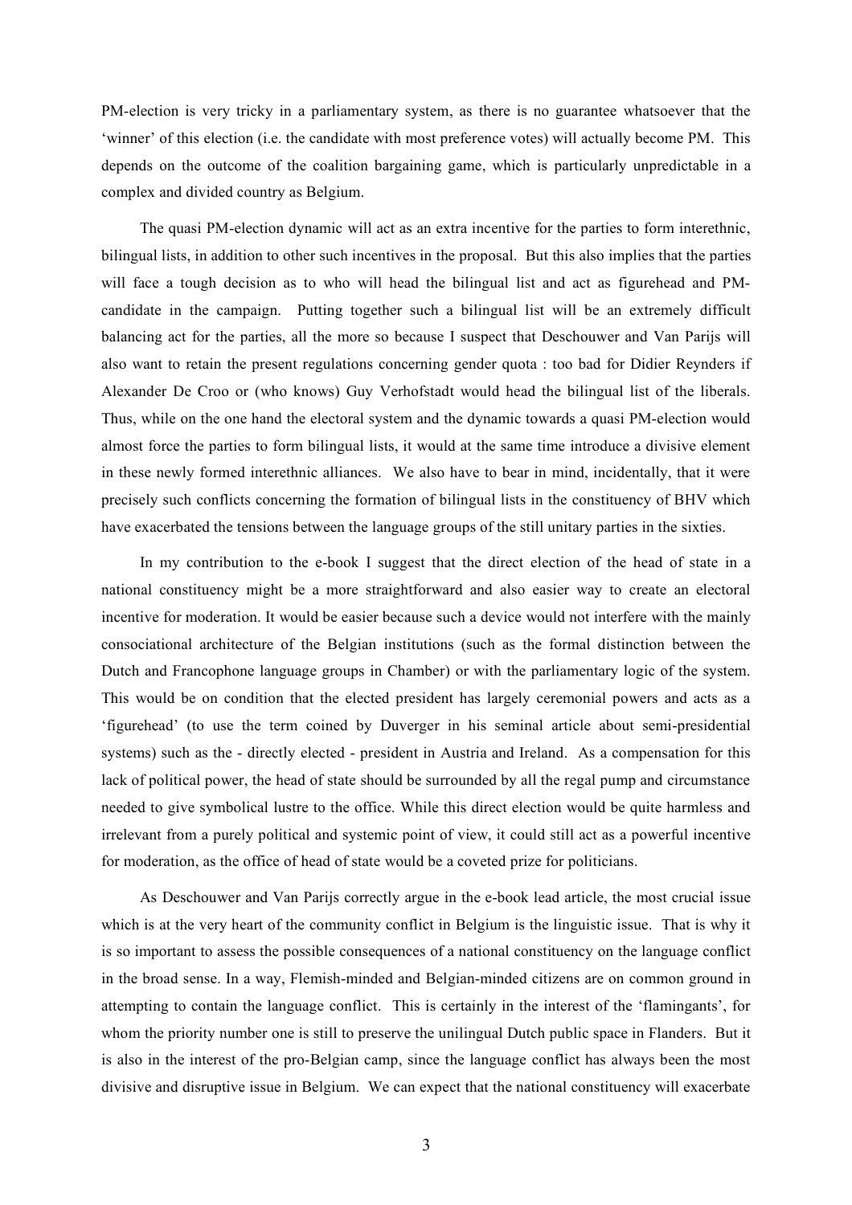PM-election is very tricky in a parliamentary system, as there is no guarantee whatsoever that the 'winner' of this election (i.e. the candidate with most preference votes) will actually become PM. This depends on the outcome of the coalition bargaining game, which is particularly unpredictable in a complex and divided country as Belgium.

The quasi PM-election dynamic will act as an extra incentive for the parties to form interethnic, bilingual lists, in addition to other such incentives in the proposal. But this also implies that the parties will face a tough decision as to who will head the bilingual list and act as figurehead and PM-candidate in the campaign. Putting together such a bilingual list will be an extremely difficult balancing act for the parties, all the more so because I suspect that Deschouwer and Van Parijs will also want to retain the present regulations concerning gender quota : too bad for Didier Reynders if Alexander De Croo or (who knows) Guy Verhofstadt would head the bilingual list of the liberals. Thus, while on the one hand the electoral system and the dynamic towards a quasi PM-election would almost force the parties to form bilingual lists, it would at the same time introduce a divisive element in these newly formed interethnic alliances. We also have to bear in mind, incidentally, that it were precisely such conflicts concerning the formation of bilingual lists in the constituency of BHV which have exacerbated the tensions between the language groups of the still unitary parties in the sixties.

In my contribution to the e-book I suggest that the direct election of the head of state in a national constituency might be a more straightforward and also easier way to create an electoral incentive for moderation. It would be easier because such a device would not interfere with the mainly consociational architecture of the Belgian institutions (such as the formal distinction between the Dutch and Francophone language groups in Chamber) or with the parliamentary logic of the system. This would be on condition that the elected president has largely ceremonial powers and acts as a 'figurehead' (to use the term coined by Duverger in his seminal article about semi-presidential systems) such as the - directly elected - president in Austria and Ireland. As a compensation for this lack of political power, the head of state should be surrounded by all the regal pump and circumstance needed to give symbolical lustre to the office. While this direct election would be quite harmless and irrelevant from a purely political and systemic point of view, it could still act as a powerful incentive for moderation, as the office of head of state would be a coveted prize for politicians.

As Deschouwer and Van Parijs correctly argue in the e-book lead article, the most crucial issue which is at the very heart of the community conflict in Belgium is the linguistic issue. That is why it is so important to assess the possible consequences of a national constituency on the language conflict in the broad sense. In a way, Flemish-minded and Belgian-minded citizens are on common ground in attempting to contain the language conflict. This is certainly in the interest of the 'flamingants', for whom the priority number one is still to preserve the unilingual Dutch public space in Flanders. But it is also in the interest of the pro-Belgian camp, since the language conflict has always been the most divisive and disruptive issue in Belgium. We can expect that the national constituency will exacerbate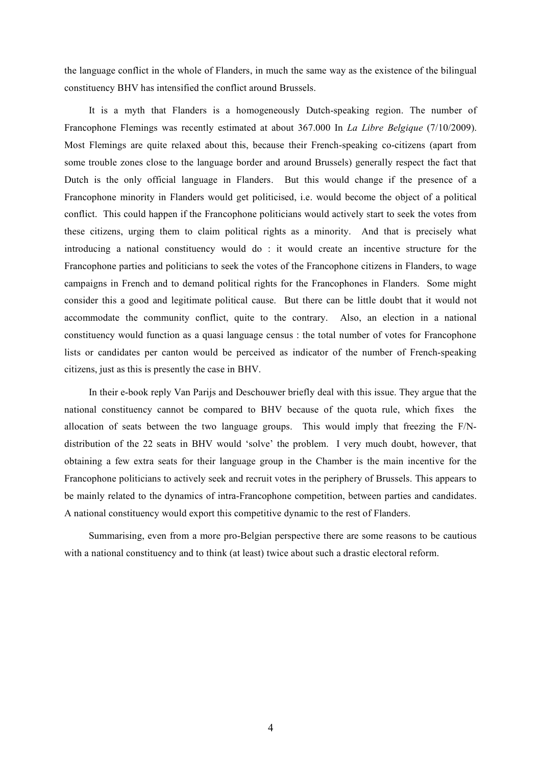the language conflict in the whole of Flanders, in much the same way as the existence of the bilingual constituency BHV has intensified the conflict around Brussels.

It is a myth that Flanders is a homogeneously Dutch-speaking region. The number of Francophone Flemings was recently estimated at about 367.000 In *La Libre Belgique* (7/10/2009). Most Flemings are quite relaxed about this, because their French-speaking co-citizens (apart from some trouble zones close to the language border and around Brussels) generally respect the fact that Dutch is the only official language in Flanders. But this would change if the presence of a Francophone minority in Flanders would get politicised, i.e. would become the object of a political conflict. This could happen if the Francophone politicians would actively start to seek the votes from these citizens, urging them to claim political rights as a minority. And that is precisely what introducing a national constituency would do : it would create an incentive structure for the Francophone parties and politicians to seek the votes of the Francophone citizens in Flanders, to wage campaigns in French and to demand political rights for the Francophones in Flanders. Some might consider this a good and legitimate political cause. But there can be little doubt that it would not accommodate the community conflict, quite to the contrary. Also, an election in a national constituency would function as a quasi language census : the total number of votes for Francophone lists or candidates per canton would be perceived as indicator of the number of French-speaking citizens, just as this is presently the case in BHV.

In their e-book reply Van Parijs and Deschouwer briefly deal with this issue. They argue that the national constituency cannot be compared to BHV because of the quota rule, which fixes the allocation of seats between the two language groups. This would imply that freezing the F/N-distribution of the 22 seats in BHV would 'solve' the problem. I very much doubt, however, that obtaining a few extra seats for their language group in the Chamber is the main incentive for the Francophone politicians to actively seek and recruit votes in the periphery of Brussels. This appears to be mainly related to the dynamics of intra-Francophone competition, between parties and candidates. A national constituency would export this competitive dynamic to the rest of Flanders.

Summarising, even from a more pro-Belgian perspective there are some reasons to be cautious with a national constituency and to think (at least) twice about such a drastic electoral reform.